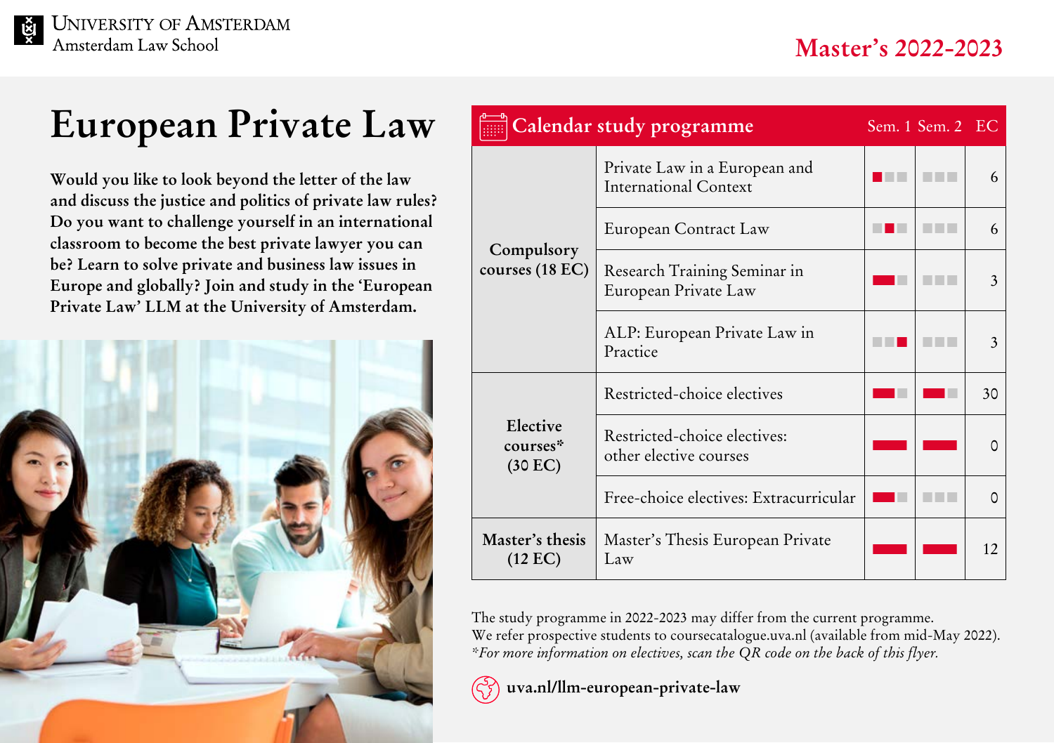University of Amsterdam
Amsterdam Law School

**Master's 2022-2023**

# European Private Law

**Would you like to look beyond the letter of the law and discuss the justice and politics of private law rules? Do you want to challenge yourself in an international classroom to become the best private lawyer you can be? Learn to solve private and business law issues in Europe and globally? Join and study in the 'European Private Law' LLM at the University of Amsterdam.**

## Calendar study programme

| | Course | Sem. 1 | Sem. 2 | EC |
|---|---|---|---|---|
| Compulsory courses (18 EC) | Private Law in a European and International Context | ■□□ | □□□ | 6 |
| | European Contract Law | □■□ | □□□ | 6 |
| | Research Training Seminar in European Private Law | ■■□ | □□□ | 3 |
| | ALP: European Private Law in Practice | □□■ | □□□ | 3 |
| Elective courses* (30 EC) | Restricted-choice electives | ■■□ | ■■□ | 30 |
| | Restricted-choice electives: other elective courses | ■■■ | ■■■ | 0 |
| | Free-choice electives: Extracurricular | ■■□ | □□□ | 0 |
| Master's thesis (12 EC) | Master's Thesis European Private Law | ■■■ | ■■■ | 12 |

The study programme in 2022-2023 may differ from the current programme.
We refer prospective students to coursecatalogue.uva.nl (available from mid-May 2022).
*For more information on electives, scan the QR code on the back of this flyer.*

**uva.nl/llm-european-private-law**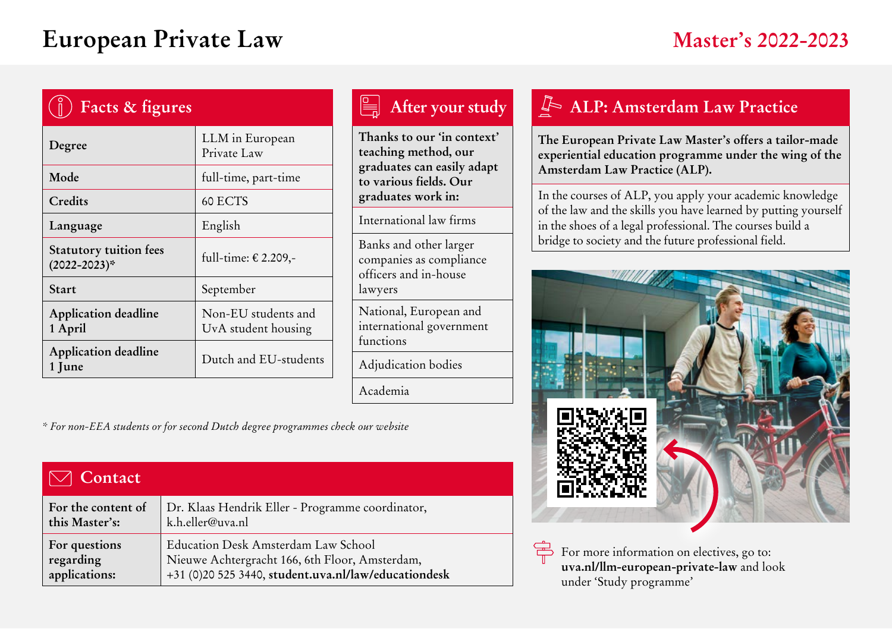# European Private Law

## Master's 2022-2023

## Facts & figures

| | |
|---|---|
| **Degree** | LLM in European Private Law |
| **Mode** | full-time, part-time |
| **Credits** | 60 ECTS |
| **Language** | English |
| **Statutory tuition fees (2022-2023)*** | full-time: € 2.209,- |
| **Start** | September |
| **Application deadline 1 April** | Non-EU students and UvA student housing |
| **Application deadline 1 June** | Dutch and EU-students |

*\* For non-EEA students or for second Dutch degree programmes check our website*

## After your study

**Thanks to our 'in context' teaching method, our graduates can easily adapt to various fields. Our graduates work in:**

- International law firms
- Banks and other larger companies as compliance officers and in-house lawyers
- National, European and international government functions
- Adjudication bodies
- Academia

## ALP: Amsterdam Law Practice

**The European Private Law Master's offers a tailor-made experiential education programme under the wing of the Amsterdam Law Practice (ALP).**

In the courses of ALP, you apply your academic knowledge of the law and the skills you have learned by putting yourself in the shoes of a legal professional. The courses build a bridge to society and the future professional field.

## Contact

| | |
|---|---|
| **For the content of this Master's:** | Dr. Klaas Hendrik Eller - Programme coordinator, k.h.eller@uva.nl |
| **For questions regarding applications:** | Education Desk Amsterdam Law School<br>Nieuwe Achtergracht 166, 6th Floor, Amsterdam,<br>+31 (0)20 525 3440, **student.uva.nl/law/educationdesk** |

For more information on electives, go to: **uva.nl/llm-european-private-law** and look under 'Study programme'